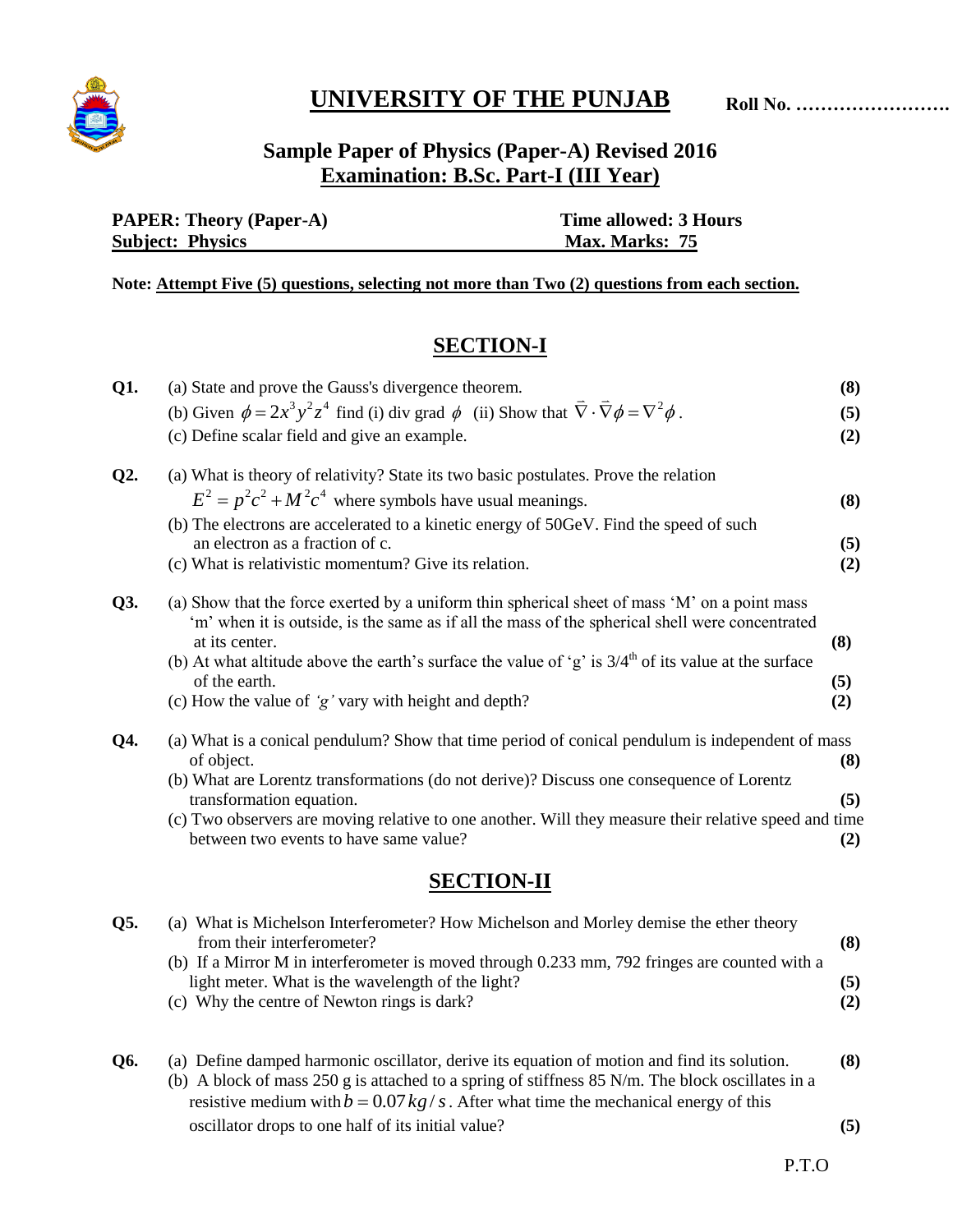# UNIVERSITY OF THE PUNJAB

**Roll No. ……………………**

## Sample Paper of Physics (Paper-A) Revised 2016

## Examination: B.Sc. Part-I (III Year)

| | |
|---|---|
| **PAPER: Theory (Paper-A)** | **Time allowed: 3 Hours** |
| **Subject: Physics** | **Max. Marks: 75** |

**Note: Attempt Five (5) questions, selecting not more than Two (2) questions from each section.**

## SECTION-I

**Q1.** (a) State and prove the Gauss's divergence theorem. **(8)**

(b) Given $\phi = 2x^3y^2z^4$ find (i) div grad $\phi$ (ii) Show that $\vec{\nabla} \cdot \vec{\nabla}\phi = \nabla^2\phi$. **(5)**

(c) Define scalar field and give an example. **(2)**

**Q2.** (a) What is theory of relativity? State its two basic postulates. Prove the relation $E^2 = p^2c^2 + M^2c^4$ where symbols have usual meanings. **(8)**

(b) The electrons are accelerated to a kinetic energy of 50GeV. Find the speed of such an electron as a fraction of c. **(5)**

(c) What is relativistic momentum? Give its relation. **(2)**

**Q3.** (a) Show that the force exerted by a uniform thin spherical sheet of mass 'M' on a point mass 'm' when it is outside, is the same as if all the mass of the spherical shell were concentrated at its center. **(8)**

(b) At what altitude above the earth's surface the value of 'g' is 3/4$^{th}$ of its value at the surface of the earth. **(5)**

(c) How the value of *'g'* vary with height and depth? **(2)**

**Q4.** (a) What is a conical pendulum? Show that time period of conical pendulum is independent of mass of object. **(8)**

(b) What are Lorentz transformations (do not derive)? Discuss one consequence of Lorentz transformation equation. **(5)**

(c) Two observers are moving relative to one another. Will they measure their relative speed and time between two events to have same value? **(2)**

## SECTION-II

**Q5.** (a) What is Michelson Interferometer? How Michelson and Morley demise the ether theory from their interferometer? **(8)**

(b) If a Mirror M in interferometer is moved through 0.233 mm, 792 fringes are counted with a light meter. What is the wavelength of the light? **(5)**

(c) Why the centre of Newton rings is dark? **(2)**

**Q6.** (a) Define damped harmonic oscillator, derive its equation of motion and find its solution. **(8)**

(b) A block of mass 250 g is attached to a spring of stiffness 85 N/m. The block oscillates in a resistive medium with $b = 0.07\,kg/s$. After what time the mechanical energy of this oscillator drops to one half of its initial value? **(5)**

P.T.O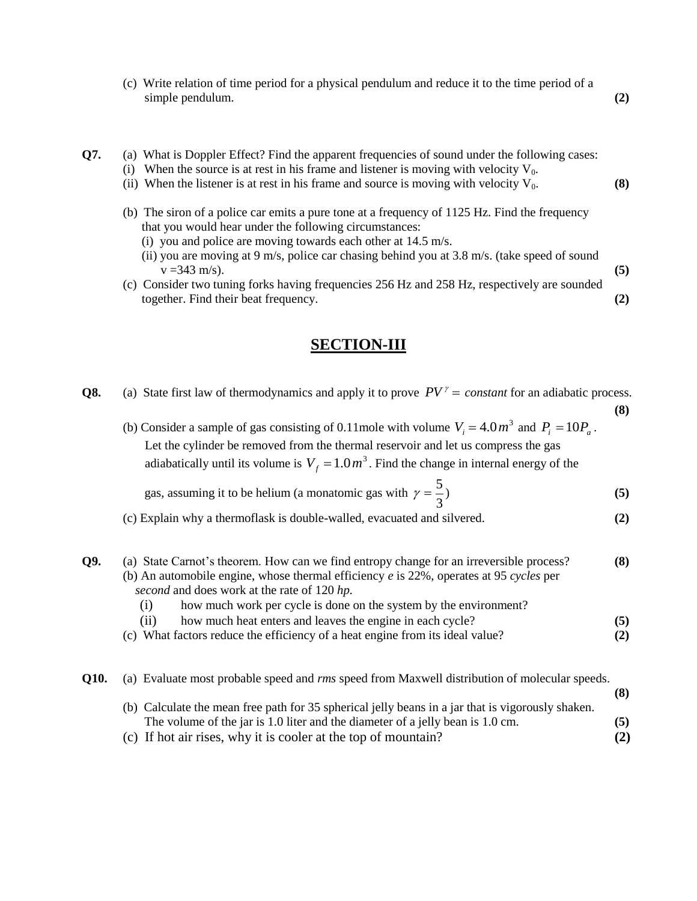(c) Write relation of time period for a physical pendulum and reduce it to the time period of a simple pendulum. **(2)**

**Q7.** (a) What is Doppler Effect? Find the apparent frequencies of sound under the following cases:

(i) When the source is at rest in his frame and listener is moving with velocity $V_0$.

(ii) When the listener is at rest in his frame and source is moving with velocity $V_0$. **(8)**

(b) The siron of a police car emits a pure tone at a frequency of 1125 Hz. Find the frequency that you would hear under the following circumstances:

(i) you and police are moving towards each other at 14.5 m/s.

(ii) you are moving at 9 m/s, police car chasing behind you at 3.8 m/s. (take speed of sound v =343 m/s). **(5)**

(c) Consider two tuning forks having frequencies 256 Hz and 258 Hz, respectively are sounded together. Find their beat frequency. **(2)**

## SECTION-III

**Q8.** (a) State first law of thermodynamics and apply it to prove $PV^{\gamma} = constant$ for an adiabatic process. **(8)**

(b) Consider a sample of gas consisting of 0.11mole with volume $V_i = 4.0\,m^3$ and $P_i = 10P_a$. Let the cylinder be removed from the thermal reservoir and let us compress the gas adiabatically until its volume is $V_f = 1.0\,m^3$. Find the change in internal energy of the gas, assuming it to be helium (a monatomic gas with $\gamma = \frac{5}{3}$) **(5)**

(c) Explain why a thermoflask is double-walled, evacuated and silvered. **(2)**

**Q9.** (a) State Carnot's theorem. How can we find entropy change for an irreversible process? **(8)**

(b) An automobile engine, whose thermal efficiency *e* is 22%, operates at 95 *cycles per second* and does work at the rate of 120 *hp.*

(i) how much work per cycle is done on the system by the environment?

(ii) how much heat enters and leaves the engine in each cycle? **(5)**

(c) What factors reduce the efficiency of a heat engine from its ideal value? **(2)**

**Q10.** (a) Evaluate most probable speed and *rms* speed from Maxwell distribution of molecular speeds. **(8)**

(b) Calculate the mean free path for 35 spherical jelly beans in a jar that is vigorously shaken. The volume of the jar is 1.0 liter and the diameter of a jelly bean is 1.0 cm. **(5)**

(c) If hot air rises, why it is cooler at the top of mountain? **(2)**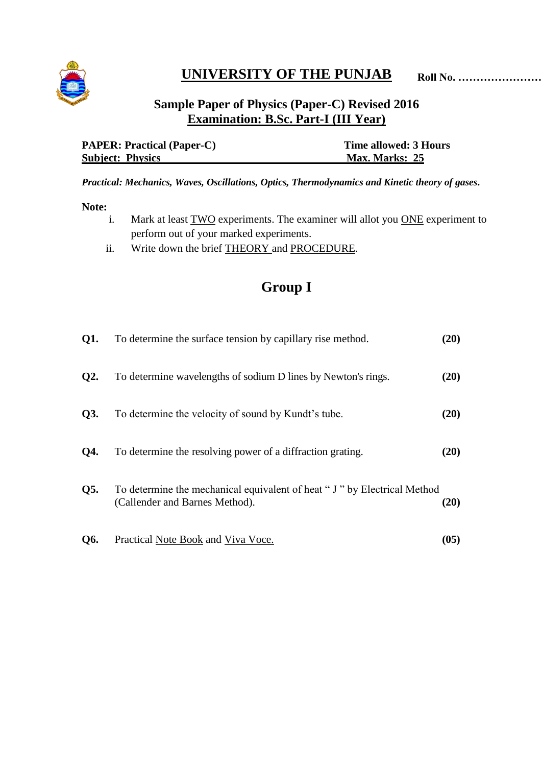# UNIVERSITY OF THE PUNJAB

**Roll No. ……………………**

## Sample Paper of Physics (Paper-C) Revised 2016

## Examination: B.Sc. Part-I (III Year)

**PAPER: Practical (Paper-C)** | **Time allowed: 3 Hours**

**Subject: Physics** | **Max. Marks: 25**

***Practical: Mechanics, Waves, Oscillations, Optics, Thermodynamics and Kinetic theory of gases.***

**Note:**

i. Mark at least TWO experiments. The examiner will allot you ONE experiment to perform out of your marked experiments.

ii. Write down the brief THEORY and PROCEDURE.

## Group I

**Q1.** To determine the surface tension by capillary rise method. **(20)**

**Q2.** To determine wavelengths of sodium D lines by Newton's rings. **(20)**

**Q3.** To determine the velocity of sound by Kundt's tube. **(20)**

**Q4.** To determine the resolving power of a diffraction grating. **(20)**

**Q5.** To determine the mechanical equivalent of heat " J " by Electrical Method (Callender and Barnes Method). **(20)**

**Q6.** Practical Note Book and Viva Voce. **(05)**